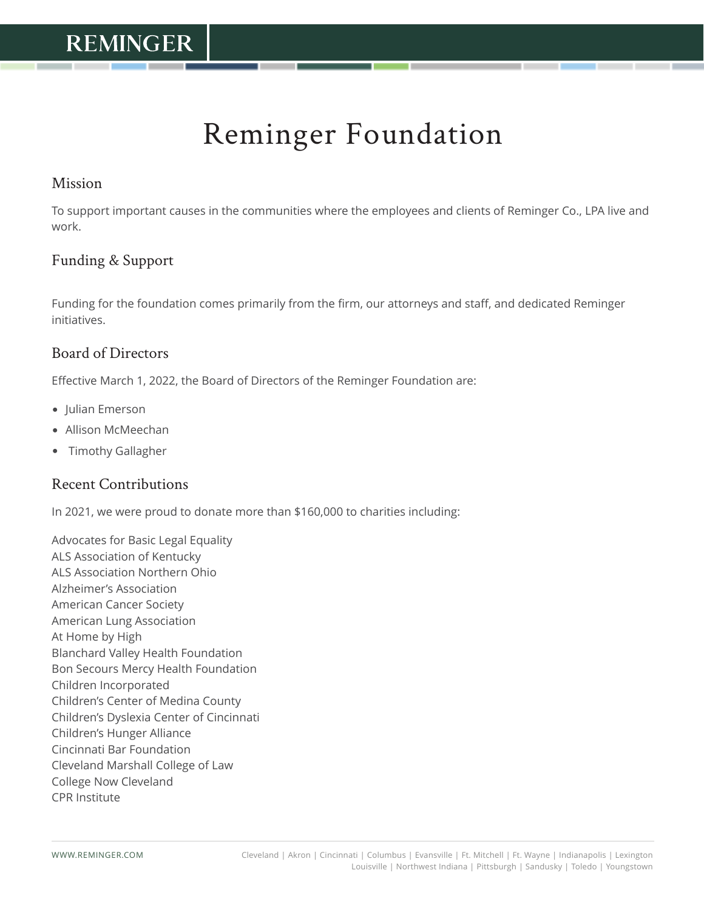# Reminger Foundation

## Mission

To support important causes in the communities where the employees and clients of Reminger Co., LPA live and work.

## Funding & Support

Funding for the foundation comes primarily from the firm, our attorneys and staff, and dedicated Reminger initiatives.

## Board of Directors

Effective March 1, 2022, the Board of Directors of the Reminger Foundation are:

- Julian Emerson
- Allison McMeechan
- Timothy Gallagher

## Recent Contributions

In 2021, we were proud to donate more than $160,000 to charities including:

Advocates for Basic Legal Equality
ALS Association of Kentucky
ALS Association Northern Ohio
Alzheimer's Association
American Cancer Society
American Lung Association
At Home by High
Blanchard Valley Health Foundation
Bon Secours Mercy Health Foundation
Children Incorporated
Children's Center of Medina County
Children's Dyslexia Center of Cincinnati
Children's Hunger Alliance
Cincinnati Bar Foundation
Cleveland Marshall College of Law
College Now Cleveland
CPR Institute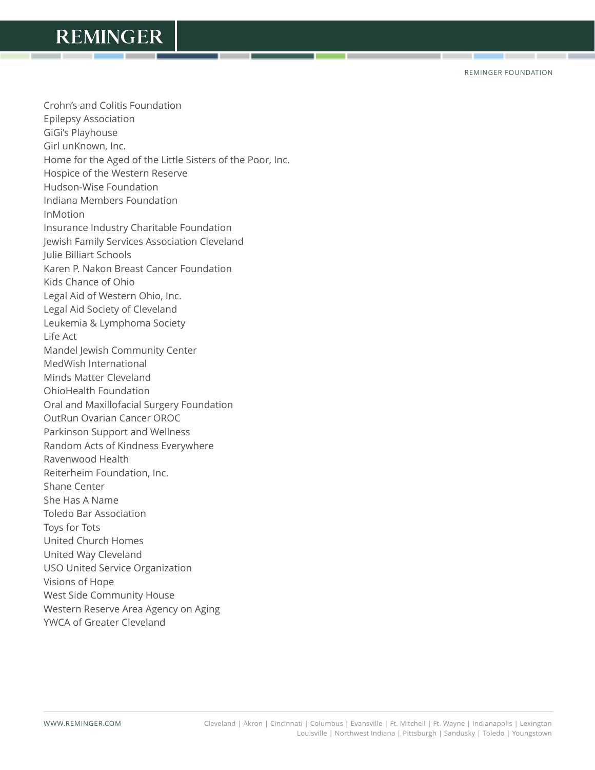Crohn's and Colitis Foundation
Epilepsy Association
GiGi's Playhouse
Girl unKnown, Inc.
Home for the Aged of the Little Sisters of the Poor, Inc.
Hospice of the Western Reserve
Hudson-Wise Foundation
Indiana Members Foundation
InMotion
Insurance Industry Charitable Foundation
Jewish Family Services Association Cleveland
Julie Billiart Schools
Karen P. Nakon Breast Cancer Foundation
Kids Chance of Ohio
Legal Aid of Western Ohio, Inc.
Legal Aid Society of Cleveland
Leukemia & Lymphoma Society
Life Act
Mandel Jewish Community Center
MedWish International
Minds Matter Cleveland
OhioHealth Foundation
Oral and Maxillofacial Surgery Foundation
OutRun Ovarian Cancer OROC
Parkinson Support and Wellness
Random Acts of Kindness Everywhere
Ravenwood Health
Reiterheim Foundation, Inc.
Shane Center
She Has A Name
Toledo Bar Association
Toys for Tots
United Church Homes
United Way Cleveland
USO United Service Organization
Visions of Hope
West Side Community House
Western Reserve Area Agency on Aging
YWCA of Greater Cleveland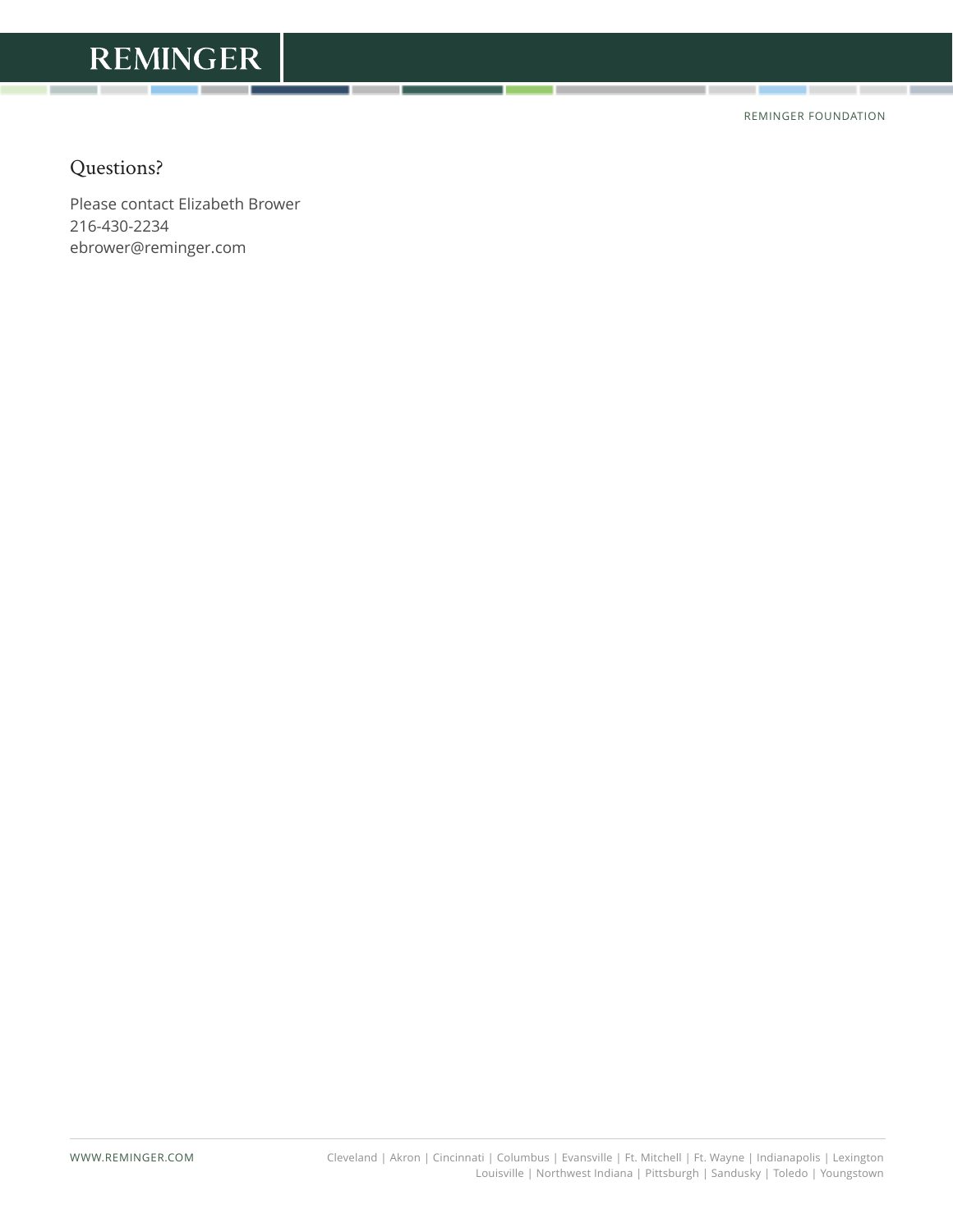## Questions?

Please contact Elizabeth Brower
216-430-2234
ebrower@reminger.com